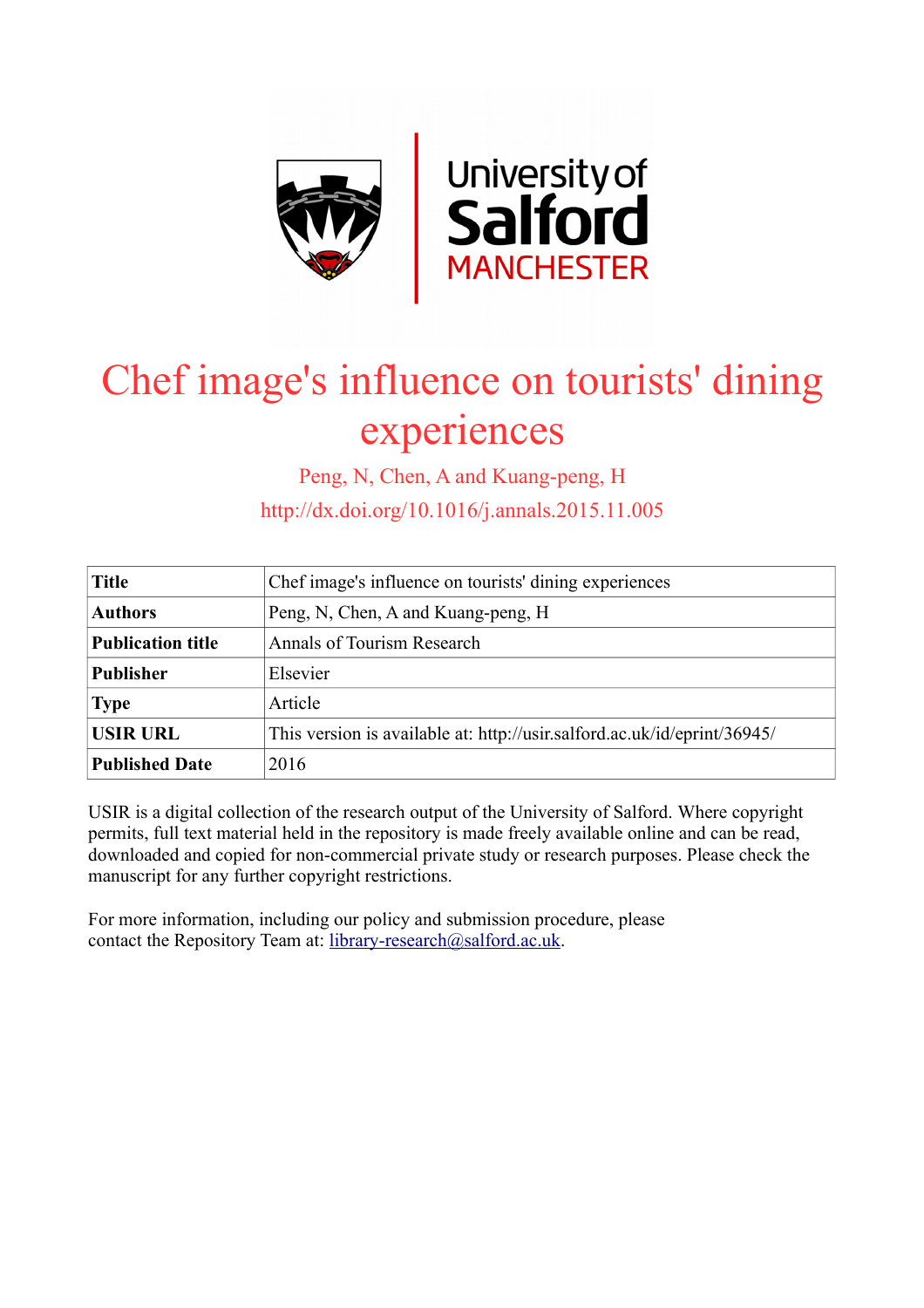# Chef image's influence on tourists' dining experiences

Peng, N, Chen, A and Kuang-peng, H

http://dx.doi.org/10.1016/j.annals.2015.11.005

| | |
|---|---|
| **Title** | Chef image's influence on tourists' dining experiences |
| **Authors** | Peng, N, Chen, A and Kuang-peng, H |
| **Publication title** | Annals of Tourism Research |
| **Publisher** | Elsevier |
| **Type** | Article |
| **USIR URL** | This version is available at: http://usir.salford.ac.uk/id/eprint/36945/ |
| **Published Date** | 2016 |

USIR is a digital collection of the research output of the University of Salford. Where copyright permits, full text material held in the repository is made freely available online and can be read, downloaded and copied for non-commercial private study or research purposes. Please check the manuscript for any further copyright restrictions.

For more information, including our policy and submission procedure, please contact the Repository Team at: library-research@salford.ac.uk.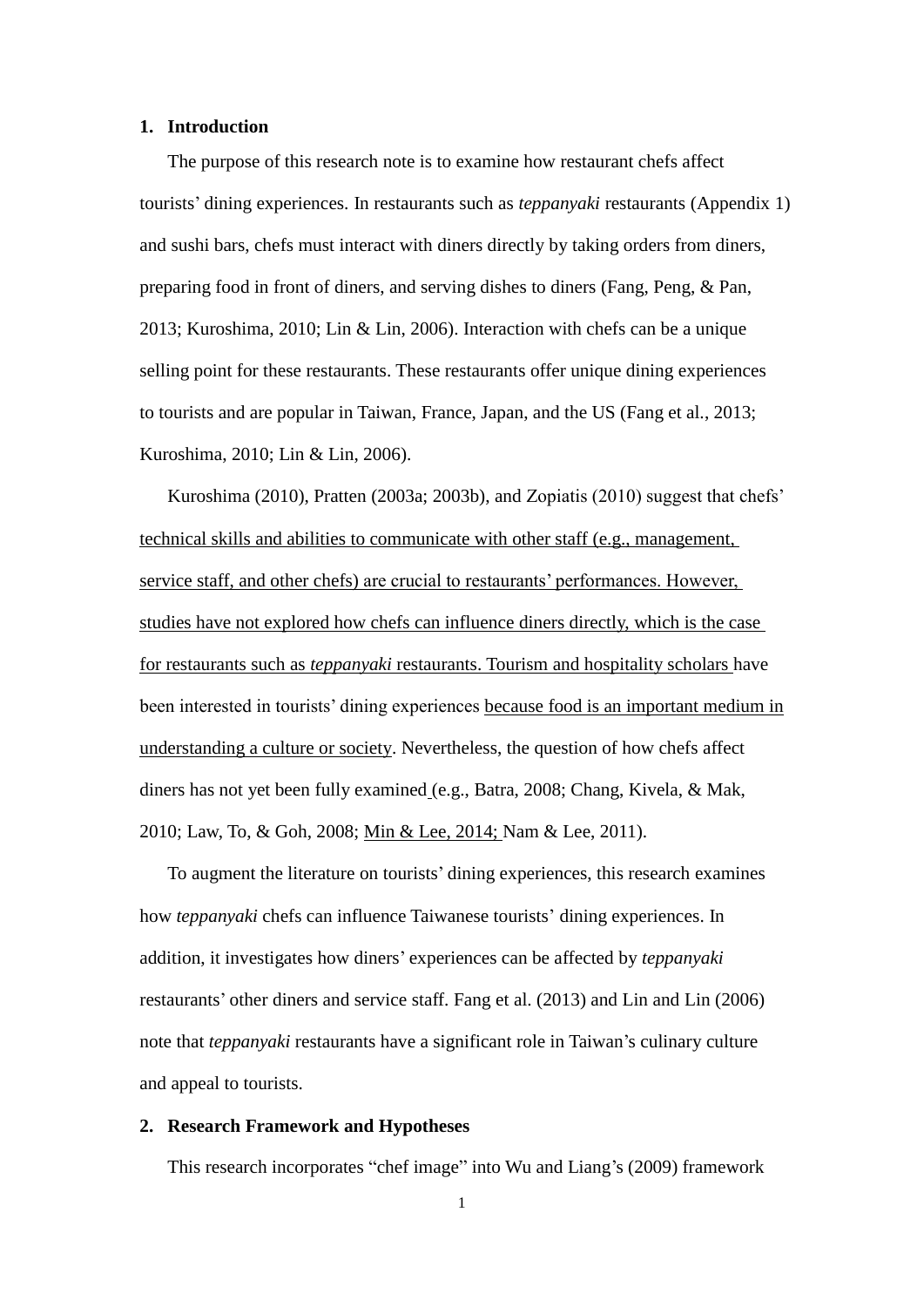## 1. Introduction

The purpose of this research note is to examine how restaurant chefs affect tourists' dining experiences. In restaurants such as *teppanyaki* restaurants (Appendix 1) and sushi bars, chefs must interact with diners directly by taking orders from diners, preparing food in front of diners, and serving dishes to diners (Fang, Peng, & Pan, 2013; Kuroshima, 2010; Lin & Lin, 2006). Interaction with chefs can be a unique selling point for these restaurants. These restaurants offer unique dining experiences to tourists and are popular in Taiwan, France, Japan, and the US (Fang et al., 2013; Kuroshima, 2010; Lin & Lin, 2006).

Kuroshima (2010), Pratten (2003a; 2003b), and Zopiatis (2010) suggest that chefs' technical skills and abilities to communicate with other staff (e.g., management, service staff, and other chefs) are crucial to restaurants' performances. However, studies have not explored how chefs can influence diners directly, which is the case for restaurants such as *teppanyaki* restaurants. Tourism and hospitality scholars have been interested in tourists' dining experiences because food is an important medium in understanding a culture or society. Nevertheless, the question of how chefs affect diners has not yet been fully examined (e.g., Batra, 2008; Chang, Kivela, & Mak, 2010; Law, To, & Goh, 2008; Min & Lee, 2014; Nam & Lee, 2011).

To augment the literature on tourists' dining experiences, this research examines how *teppanyaki* chefs can influence Taiwanese tourists' dining experiences. In addition, it investigates how diners' experiences can be affected by *teppanyaki* restaurants' other diners and service staff. Fang et al. (2013) and Lin and Lin (2006) note that *teppanyaki* restaurants have a significant role in Taiwan's culinary culture and appeal to tourists.

## 2. Research Framework and Hypotheses

This research incorporates "chef image" into Wu and Liang's (2009) framework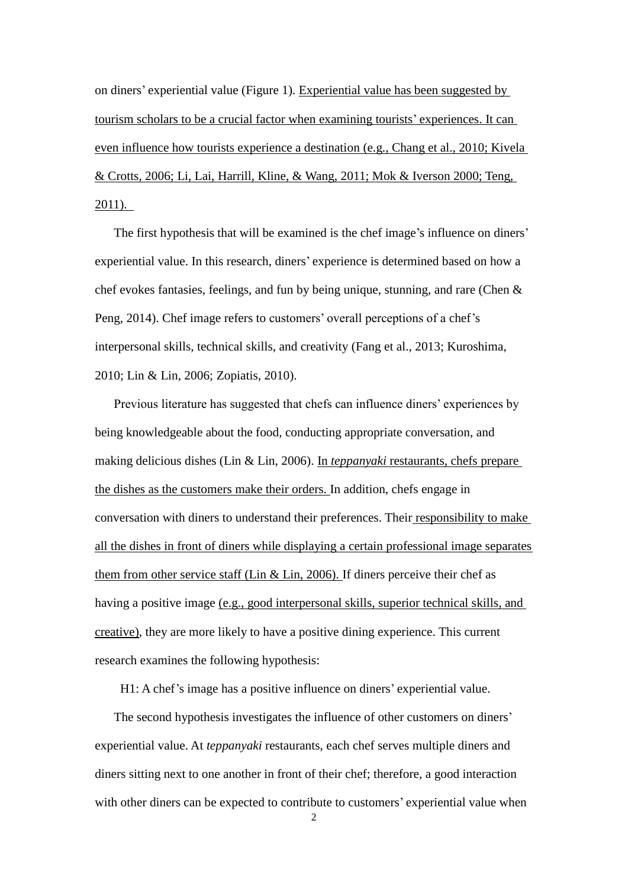on diners' experiential value (Figure 1). Experiential value has been suggested by tourism scholars to be a crucial factor when examining tourists' experiences. It can even influence how tourists experience a destination (e.g., Chang et al., 2010; Kivela & Crotts, 2006; Li, Lai, Harrill, Kline, & Wang, 2011; Mok & Iverson 2000; Teng, 2011).

The first hypothesis that will be examined is the chef image's influence on diners' experiential value. In this research, diners' experience is determined based on how a chef evokes fantasies, feelings, and fun by being unique, stunning, and rare (Chen & Peng, 2014). Chef image refers to customers' overall perceptions of a chef's interpersonal skills, technical skills, and creativity (Fang et al., 2013; Kuroshima, 2010; Lin & Lin, 2006; Zopiatis, 2010).

Previous literature has suggested that chefs can influence diners' experiences by being knowledgeable about the food, conducting appropriate conversation, and making delicious dishes (Lin & Lin, 2006). In *teppanyaki* restaurants, chefs prepare the dishes as the customers make their orders. In addition, chefs engage in conversation with diners to understand their preferences. Their responsibility to make all the dishes in front of diners while displaying a certain professional image separates them from other service staff (Lin & Lin, 2006). If diners perceive their chef as having a positive image (e.g., good interpersonal skills, superior technical skills, and creative), they are more likely to have a positive dining experience. This current research examines the following hypothesis:

H1: A chef's image has a positive influence on diners' experiential value.

The second hypothesis investigates the influence of other customers on diners' experiential value. At *teppanyaki* restaurants, each chef serves multiple diners and diners sitting next to one another in front of their chef; therefore, a good interaction with other diners can be expected to contribute to customers' experiential value when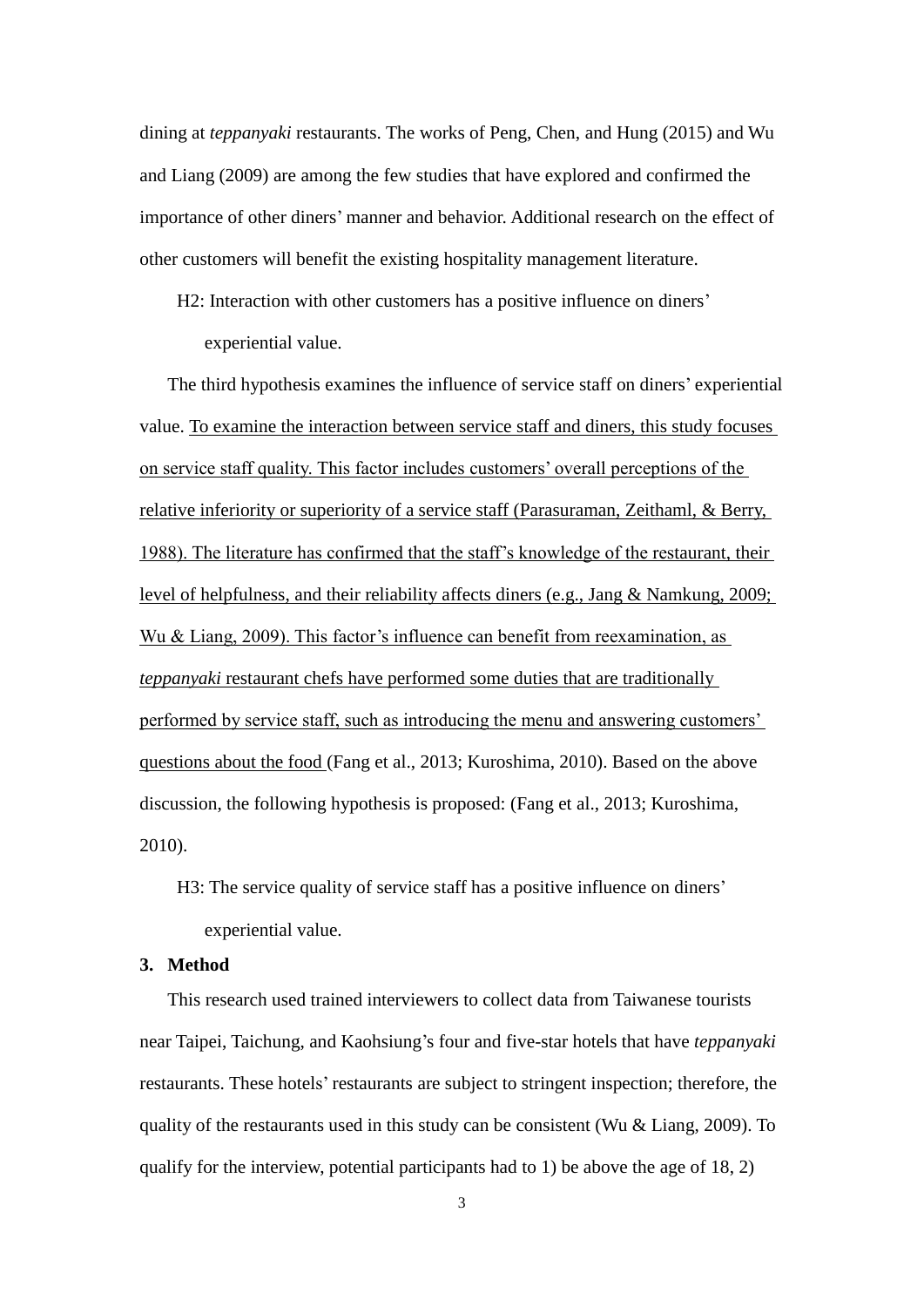dining at *teppanyaki* restaurants. The works of Peng, Chen, and Hung (2015) and Wu and Liang (2009) are among the few studies that have explored and confirmed the importance of other diners' manner and behavior. Additional research on the effect of other customers will benefit the existing hospitality management literature.

> H2: Interaction with other customers has a positive influence on diners' experiential value.

The third hypothesis examines the influence of service staff on diners' experiential value. <u>To examine the interaction between service staff and diners, this study focuses on service staff quality. This factor includes customers' overall perceptions of the relative inferiority or superiority of a service staff (Parasuraman, Zeithaml, & Berry, 1988). The literature has confirmed that the staff's knowledge of the restaurant, their level of helpfulness, and their reliability affects diners (e.g., Jang & Namkung, 2009; Wu & Liang, 2009). This factor's influence can benefit from reexamination, as *teppanyaki* restaurant chefs have performed some duties that are traditionally performed by service staff, such as introducing the menu and answering customers' questions about the food</u> (Fang et al., 2013; Kuroshima, 2010). Based on the above discussion, the following hypothesis is proposed: (Fang et al., 2013; Kuroshima, 2010).

> H3: The service quality of service staff has a positive influence on diners' experiential value.

## 3. Method

This research used trained interviewers to collect data from Taiwanese tourists near Taipei, Taichung, and Kaohsiung's four and five-star hotels that have *teppanyaki* restaurants. These hotels' restaurants are subject to stringent inspection; therefore, the quality of the restaurants used in this study can be consistent (Wu & Liang, 2009). To qualify for the interview, potential participants had to 1) be above the age of 18, 2)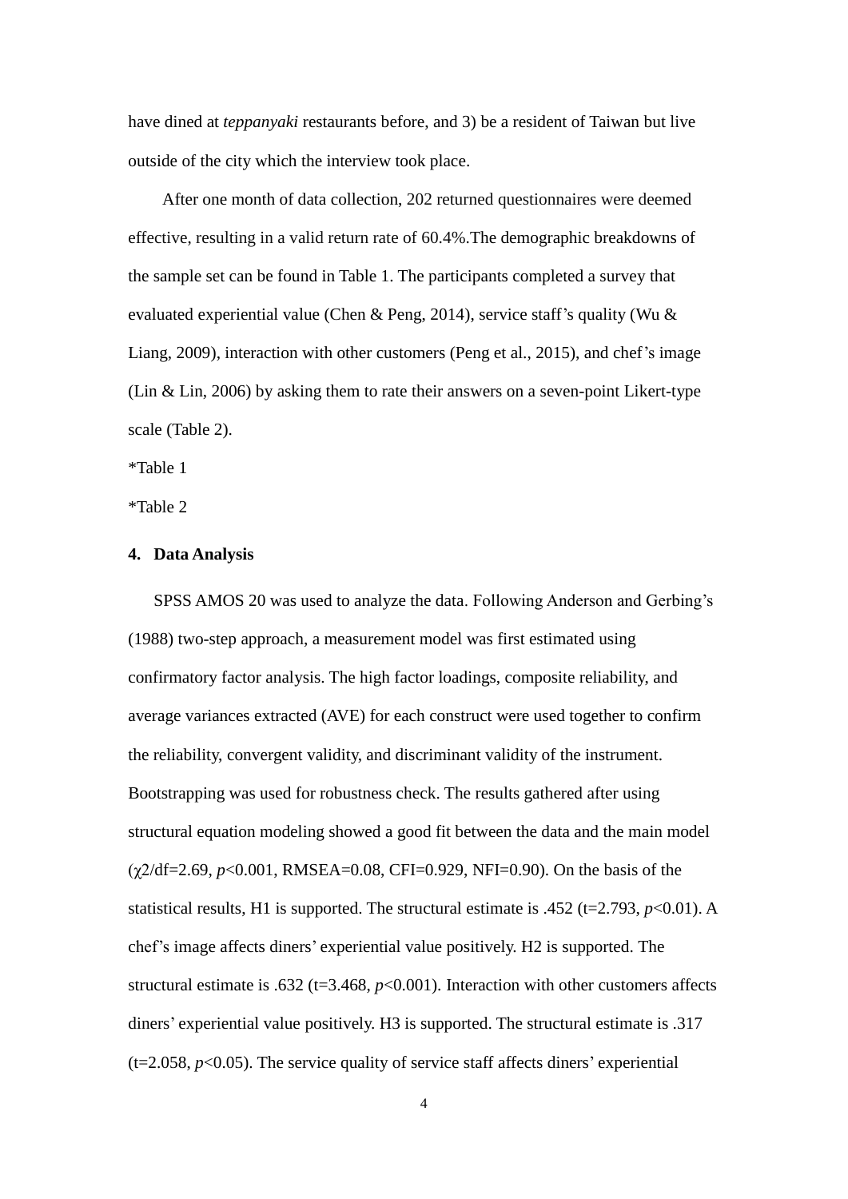have dined at *teppanyaki* restaurants before, and 3) be a resident of Taiwan but live outside of the city which the interview took place.

After one month of data collection, 202 returned questionnaires were deemed effective, resulting in a valid return rate of 60.4%.The demographic breakdowns of the sample set can be found in Table 1. The participants completed a survey that evaluated experiential value (Chen & Peng, 2014), service staff's quality (Wu & Liang, 2009), interaction with other customers (Peng et al., 2015), and chef's image (Lin & Lin, 2006) by asking them to rate their answers on a seven-point Likert-type scale (Table 2).

*Table 1

*Table 2

## 4. Data Analysis

SPSS AMOS 20 was used to analyze the data. Following Anderson and Gerbing's (1988) two-step approach, a measurement model was first estimated using confirmatory factor analysis. The high factor loadings, composite reliability, and average variances extracted (AVE) for each construct were used together to confirm the reliability, convergent validity, and discriminant validity of the instrument. Bootstrapping was used for robustness check. The results gathered after using structural equation modeling showed a good fit between the data and the main model ($\chi 2$/df=2.69, $p$<0.001, RMSEA=0.08, CFI=0.929, NFI=0.90). On the basis of the statistical results, H1 is supported. The structural estimate is .452 (t=2.793, $p$<0.01). A chef's image affects diners' experiential value positively. H2 is supported. The structural estimate is .632 (t=3.468, $p$<0.001). Interaction with other customers affects diners' experiential value positively. H3 is supported. The structural estimate is .317 (t=2.058, $p$<0.05). The service quality of service staff affects diners' experiential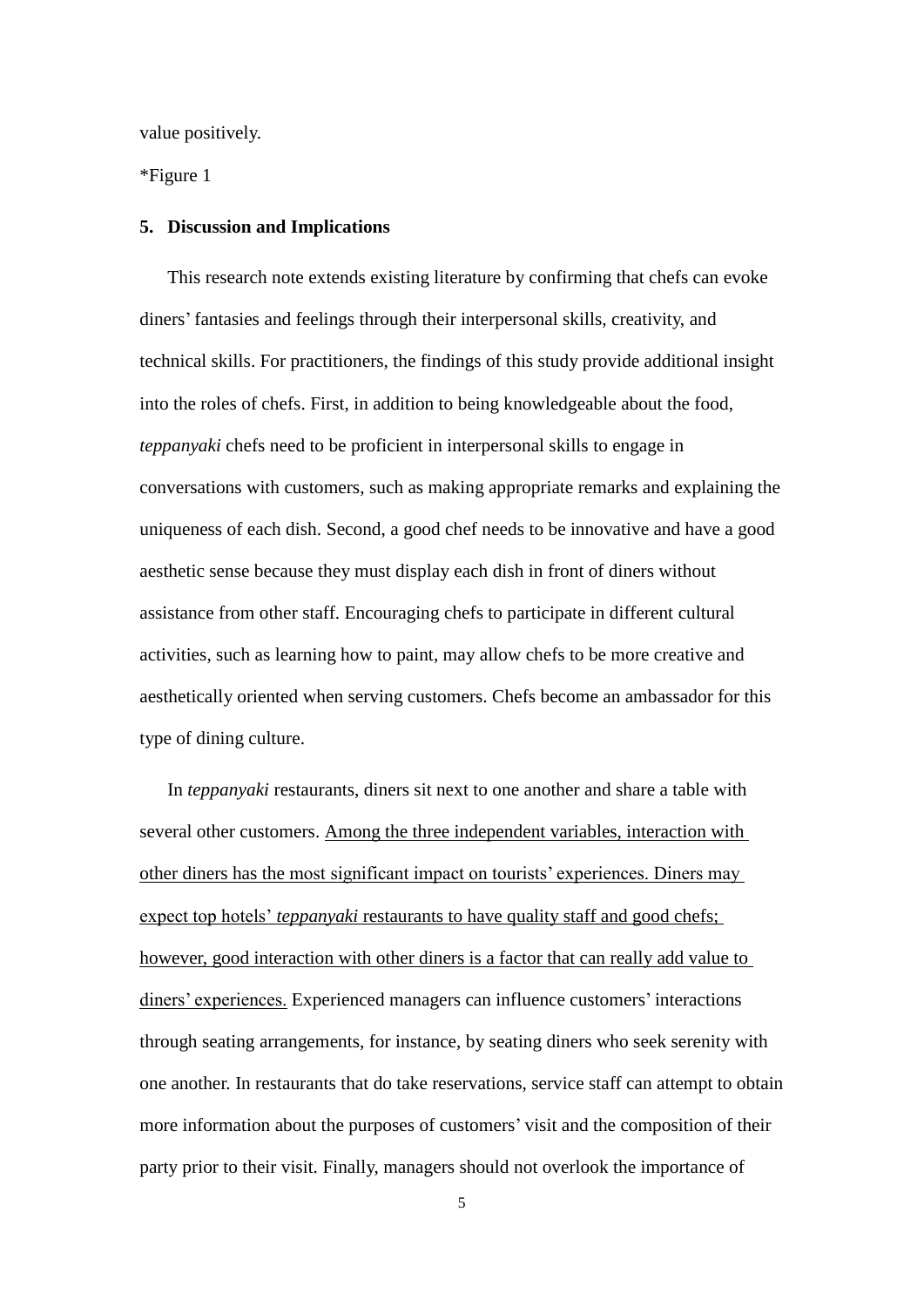value positively.

*Figure 1

## 5. Discussion and Implications

This research note extends existing literature by confirming that chefs can evoke diners' fantasies and feelings through their interpersonal skills, creativity, and technical skills. For practitioners, the findings of this study provide additional insight into the roles of chefs. First, in addition to being knowledgeable about the food, *teppanyaki* chefs need to be proficient in interpersonal skills to engage in conversations with customers, such as making appropriate remarks and explaining the uniqueness of each dish. Second, a good chef needs to be innovative and have a good aesthetic sense because they must display each dish in front of diners without assistance from other staff. Encouraging chefs to participate in different cultural activities, such as learning how to paint, may allow chefs to be more creative and aesthetically oriented when serving customers. Chefs become an ambassador for this type of dining culture.

In *teppanyaki* restaurants, diners sit next to one another and share a table with several other customers. <u>Among the three independent variables, interaction with other diners has the most significant impact on tourists' experiences. Diners may expect top hotels' *teppanyaki* restaurants to have quality staff and good chefs; however, good interaction with other diners is a factor that can really add value to diners' experiences.</u> Experienced managers can influence customers' interactions through seating arrangements, for instance, by seating diners who seek serenity with one another. In restaurants that do take reservations, service staff can attempt to obtain more information about the purposes of customers' visit and the composition of their party prior to their visit. Finally, managers should not overlook the importance of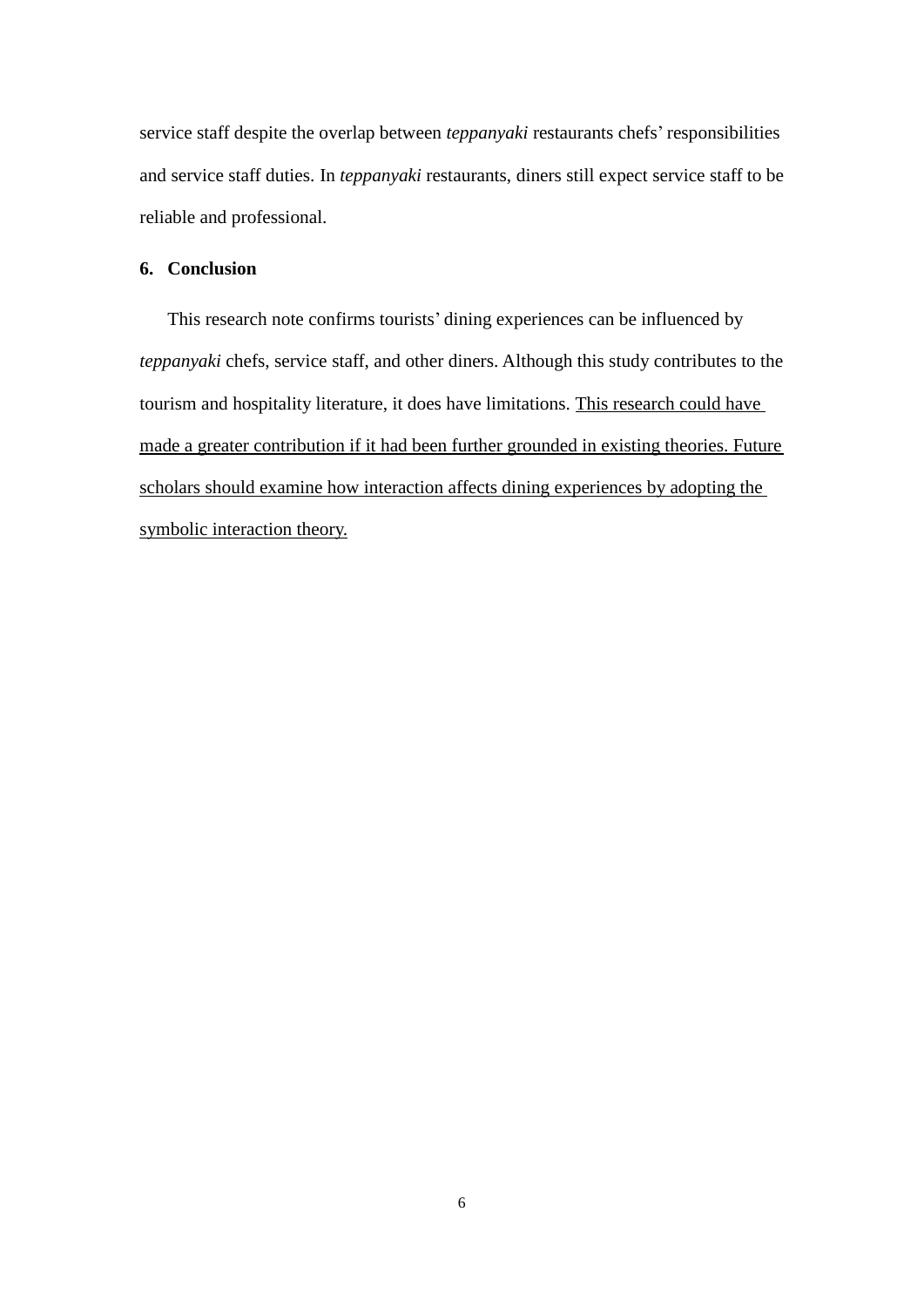service staff despite the overlap between *teppanyaki* restaurants chefs' responsibilities and service staff duties. In *teppanyaki* restaurants, diners still expect service staff to be reliable and professional.

## 6. Conclusion

This research note confirms tourists' dining experiences can be influenced by *teppanyaki* chefs, service staff, and other diners. Although this study contributes to the tourism and hospitality literature, it does have limitations. <u>This research could have made a greater contribution if it had been further grounded in existing theories. Future scholars should examine how interaction affects dining experiences by adopting the symbolic interaction theory.</u>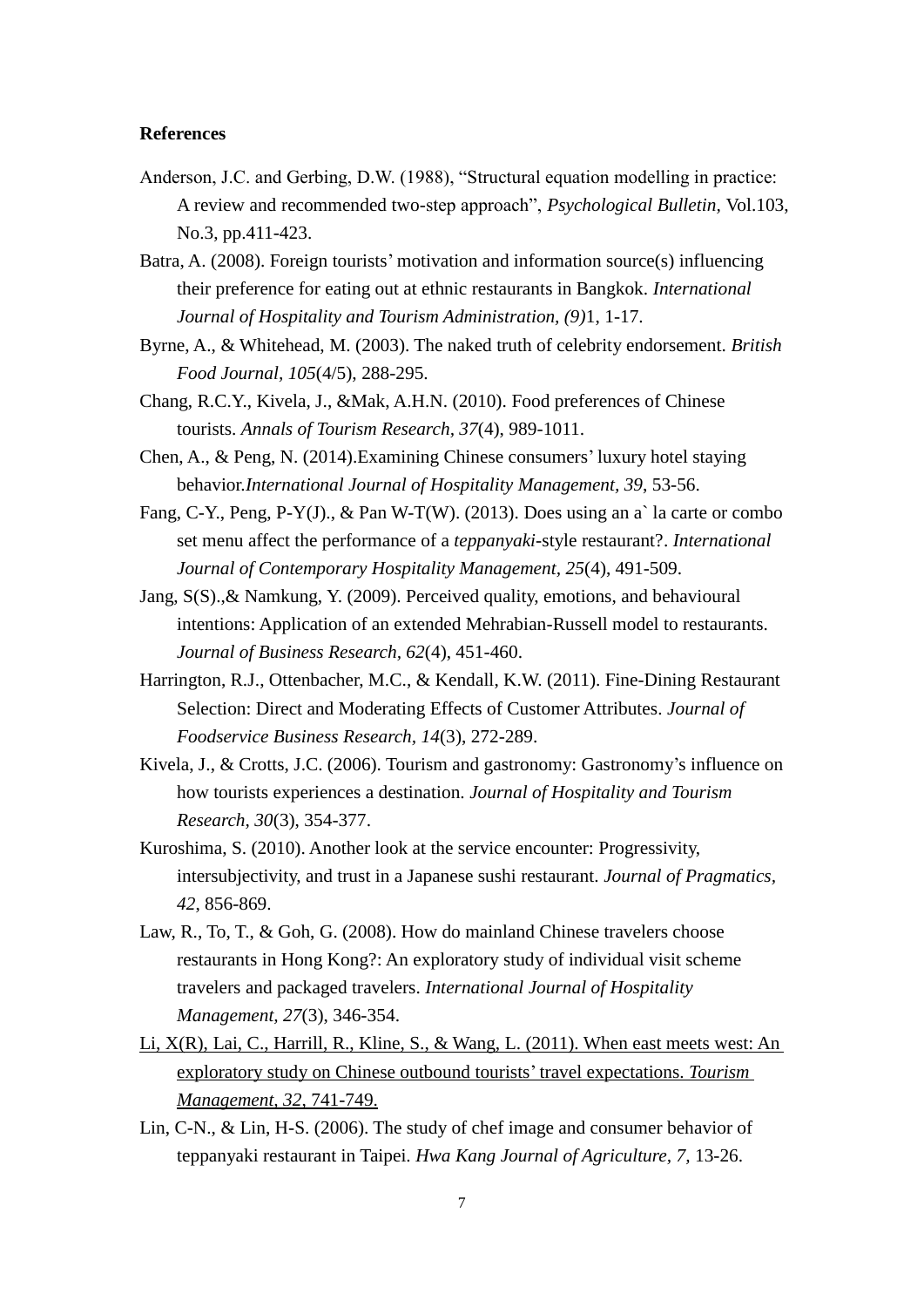**References**

Anderson, J.C. and Gerbing, D.W. (1988), "Structural equation modelling in practice: A review and recommended two-step approach", *Psychological Bulletin*, Vol.103, No.3, pp.411-423.

Batra, A. (2008). Foreign tourists' motivation and information source(s) influencing their preference for eating out at ethnic restaurants in Bangkok. *International Journal of Hospitality and Tourism Administration, (9)*1, 1-17.

Byrne, A., & Whitehead, M. (2003). The naked truth of celebrity endorsement. *British Food Journal, 105*(4/5), 288-295.

Chang, R.C.Y., Kivela, J., &Mak, A.H.N. (2010). Food preferences of Chinese tourists. *Annals of Tourism Research, 37*(4), 989-1011.

Chen, A., & Peng, N. (2014).Examining Chinese consumers' luxury hotel staying behavior.*International Journal of Hospitality Management, 39*, 53-56.

Fang, C-Y., Peng, P-Y(J)., & Pan W-T(W). (2013). Does using an a` la carte or combo set menu affect the performance of a *teppanyaki*-style restaurant?. *International Journal of Contemporary Hospitality Management, 25*(4), 491-509.

Jang, S(S).,& Namkung, Y. (2009). Perceived quality, emotions, and behavioural intentions: Application of an extended Mehrabian-Russell model to restaurants. *Journal of Business Research, 62*(4), 451-460.

Harrington, R.J., Ottenbacher, M.C., & Kendall, K.W. (2011). Fine-Dining Restaurant Selection: Direct and Moderating Effects of Customer Attributes. *Journal of Foodservice Business Research, 14*(3), 272-289.

Kivela, J., & Crotts, J.C. (2006). Tourism and gastronomy: Gastronomy's influence on how tourists experiences a destination. *Journal of Hospitality and Tourism Research, 30*(3), 354-377.

Kuroshima, S. (2010). Another look at the service encounter: Progressivity, intersubjectivity, and trust in a Japanese sushi restaurant. *Journal of Pragmatics, 42*, 856-869.

Law, R., To, T., & Goh, G. (2008). How do mainland Chinese travelers choose restaurants in Hong Kong?: An exploratory study of individual visit scheme travelers and packaged travelers. *International Journal of Hospitality Management, 27*(3), 346-354.

Li, X(R), Lai, C., Harrill, R., Kline, S., & Wang, L. (2011). When east meets west: An exploratory study on Chinese outbound tourists' travel expectations. *Tourism Management, 32*, 741-749.

Lin, C-N., & Lin, H-S. (2006). The study of chef image and consumer behavior of teppanyaki restaurant in Taipei. *Hwa Kang Journal of Agriculture, 7*, 13-26.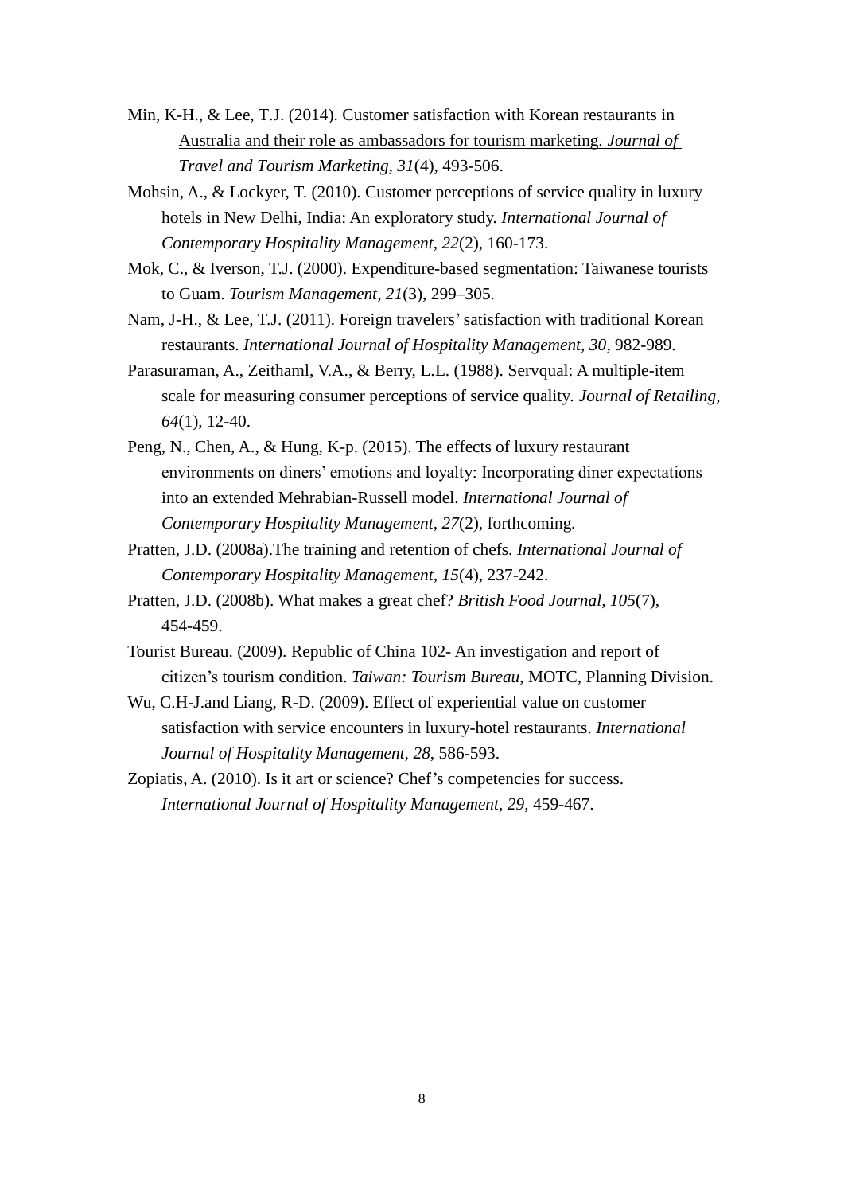Min, K-H., & Lee, T.J. (2014). Customer satisfaction with Korean restaurants in Australia and their role as ambassadors for tourism marketing. *Journal of Travel and Tourism Marketing, 31*(4), 493-506.

Mohsin, A., & Lockyer, T. (2010). Customer perceptions of service quality in luxury hotels in New Delhi, India: An exploratory study. *International Journal of Contemporary Hospitality Management, 22*(2), 160-173.

Mok, C., & Iverson, T.J. (2000). Expenditure-based segmentation: Taiwanese tourists to Guam. *Tourism Management, 21*(3), 299–305.

Nam, J-H., & Lee, T.J. (2011). Foreign travelers' satisfaction with traditional Korean restaurants. *International Journal of Hospitality Management, 30*, 982-989.

Parasuraman, A., Zeithaml, V.A., & Berry, L.L. (1988). Servqual: A multiple-item scale for measuring consumer perceptions of service quality. *Journal of Retailing, 64*(1), 12-40.

Peng, N., Chen, A., & Hung, K-p. (2015). The effects of luxury restaurant environments on diners' emotions and loyalty: Incorporating diner expectations into an extended Mehrabian-Russell model. *International Journal of Contemporary Hospitality Management, 27*(2), forthcoming.

Pratten, J.D. (2008a).The training and retention of chefs. *International Journal of Contemporary Hospitality Management, 15*(4), 237-242.

Pratten, J.D. (2008b). What makes a great chef? *British Food Journal, 105*(7), 454-459.

Tourist Bureau. (2009). Republic of China 102- An investigation and report of citizen's tourism condition. *Taiwan: Tourism Bureau*, MOTC, Planning Division.

Wu, C.H-J.and Liang, R-D. (2009). Effect of experiential value on customer satisfaction with service encounters in luxury-hotel restaurants. *International Journal of Hospitality Management, 28*, 586-593.

Zopiatis, A. (2010). Is it art or science? Chef's competencies for success. *International Journal of Hospitality Management, 29*, 459-467.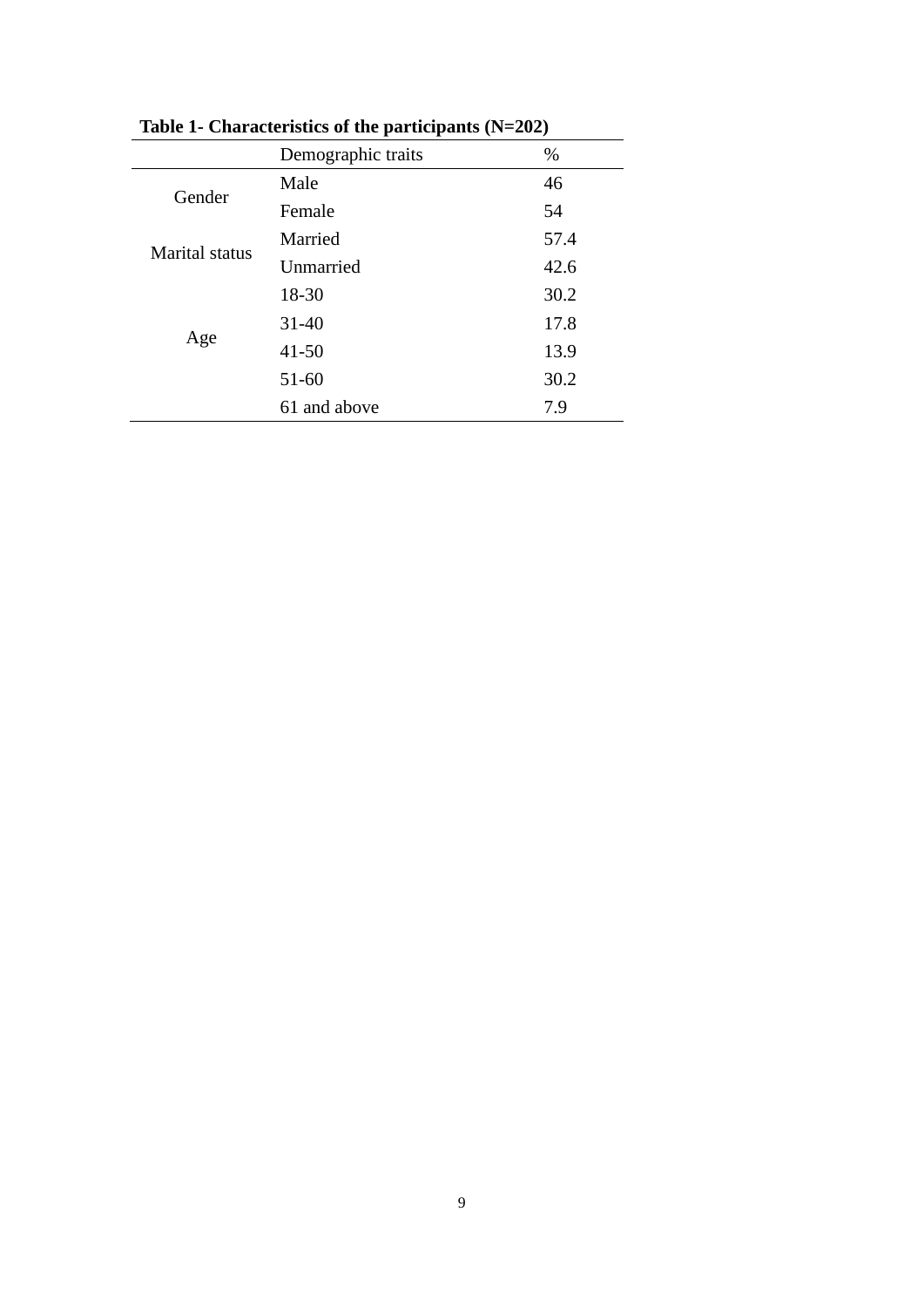**Table 1- Characteristics of the participants (N=202)**

| | Demographic traits | % |
|---|---|---|
| Gender | Male | 46 |
| | Female | 54 |
| Marital status | Married | 57.4 |
| | Unmarried | 42.6 |
| Age | 18-30 | 30.2 |
| | 31-40 | 17.8 |
| | 41-50 | 13.9 |
| | 51-60 | 30.2 |
| | 61 and above | 7.9 |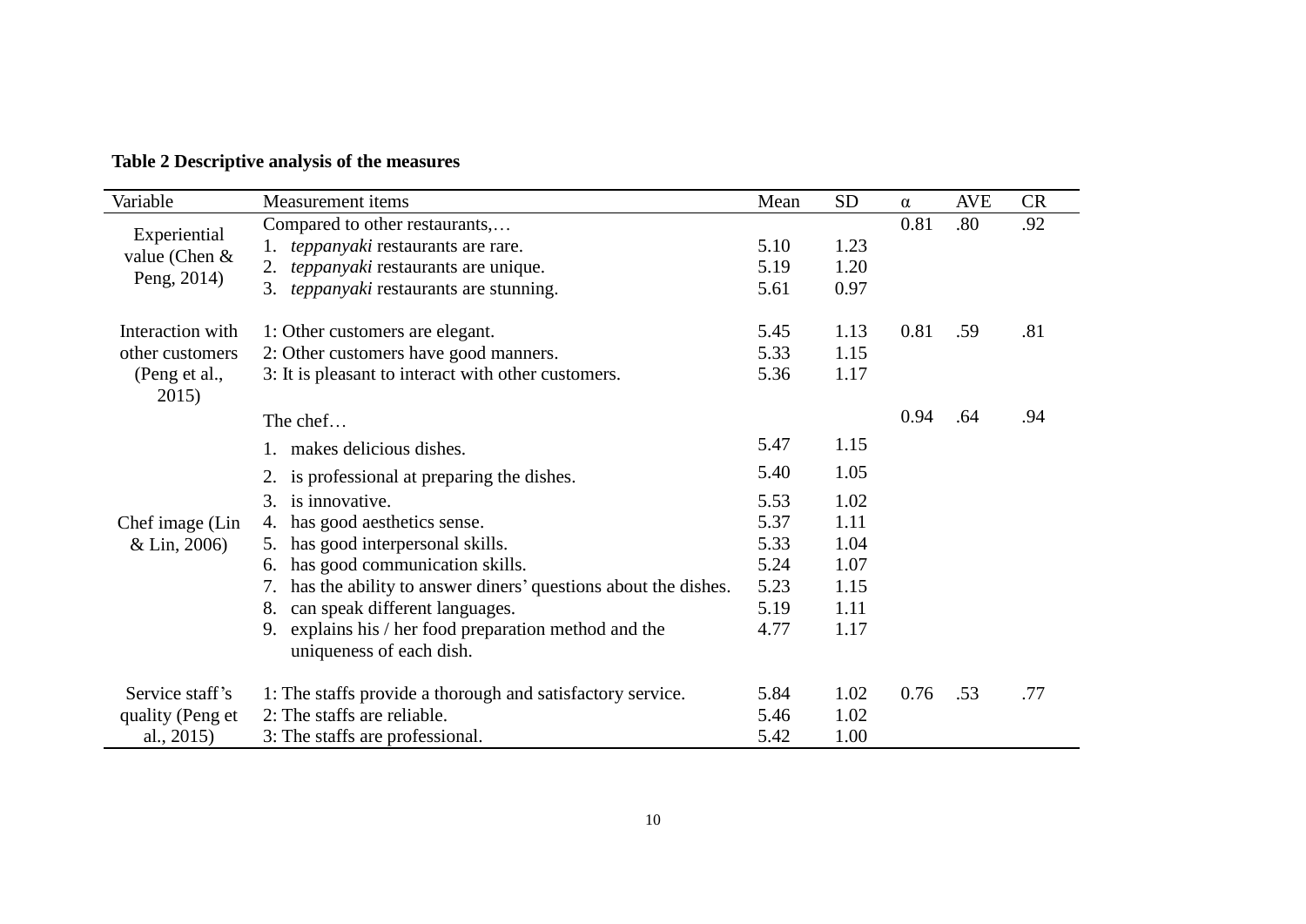**Table 2 Descriptive analysis of the measures**

| Variable | Measurement items | Mean | SD | α | AVE | CR |
|---|---|---|---|---|---|---|
| Experiential value (Chen & Peng, 2014) | Compared to other restaurants,… | | | 0.81 | .80 | .92 |
| | 1. *teppanyaki* restaurants are rare. | 5.10 | 1.23 | | | |
| | 2. *teppanyaki* restaurants are unique. | 5.19 | 1.20 | | | |
| | 3. *teppanyaki* restaurants are stunning. | 5.61 | 0.97 | | | |
| Interaction with other customers (Peng et al., 2015) | 1: Other customers are elegant. | 5.45 | 1.13 | 0.81 | .59 | .81 |
| | 2: Other customers have good manners. | 5.33 | 1.15 | | | |
| | 3: It is pleasant to interact with other customers. | 5.36 | 1.17 | | | |
| Chef image (Lin & Lin, 2006) | The chef… | | | 0.94 | .64 | .94 |
| | 1. makes delicious dishes. | 5.47 | 1.15 | | | |
| | 2. is professional at preparing the dishes. | 5.40 | 1.05 | | | |
| | 3. is innovative. | 5.53 | 1.02 | | | |
| | 4. has good aesthetics sense. | 5.37 | 1.11 | | | |
| | 5. has good interpersonal skills. | 5.33 | 1.04 | | | |
| | 6. has good communication skills. | 5.24 | 1.07 | | | |
| | 7. has the ability to answer diners' questions about the dishes. | 5.23 | 1.15 | | | |
| | 8. can speak different languages. | 5.19 | 1.11 | | | |
| | 9. explains his / her food preparation method and the uniqueness of each dish. | 4.77 | 1.17 | | | |
| Service staff's quality (Peng et al., 2015) | 1: The staffs provide a thorough and satisfactory service. | 5.84 | 1.02 | 0.76 | .53 | .77 |
| | 2: The staffs are reliable. | 5.46 | 1.02 | | | |
| | 3: The staffs are professional. | 5.42 | 1.00 | | | |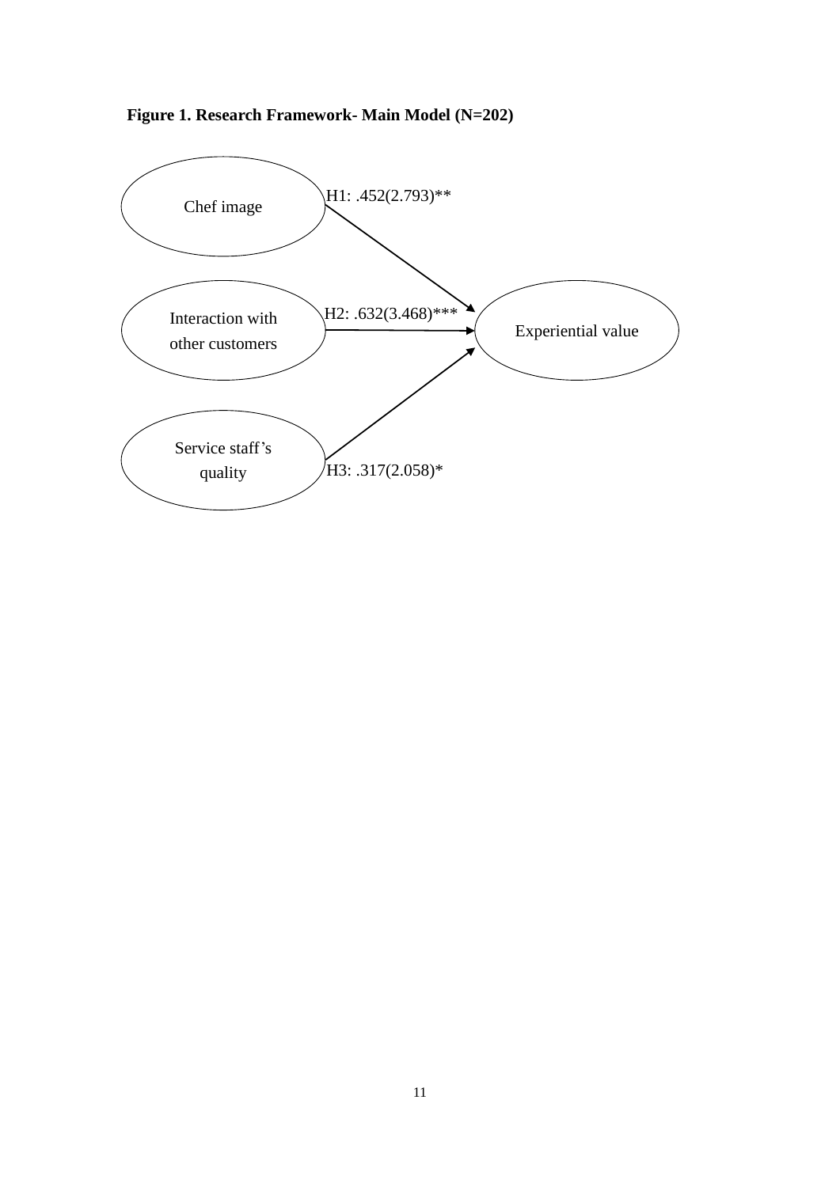**Figure 1. Research Framework- Main Model (N=202)**

Chef image

Interaction with other customers

Service staff's quality

Experiential value

H1: .452(2.793)**

H2: .632(3.468)***

H3: .317(2.058)*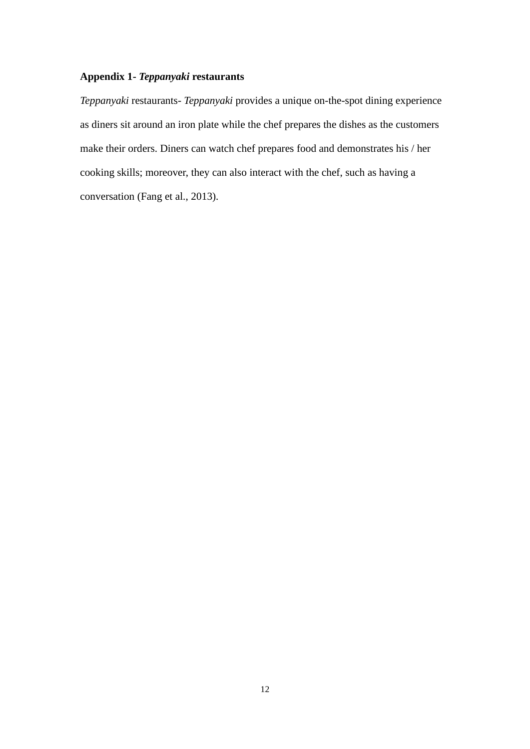**Appendix 1- *Teppanyaki* restaurants**

*Teppanyaki* restaurants- *Teppanyaki* provides a unique on-the-spot dining experience as diners sit around an iron plate while the chef prepares the dishes as the customers make their orders. Diners can watch chef prepares food and demonstrates his / her cooking skills; moreover, they can also interact with the chef, such as having a conversation (Fang et al., 2013).